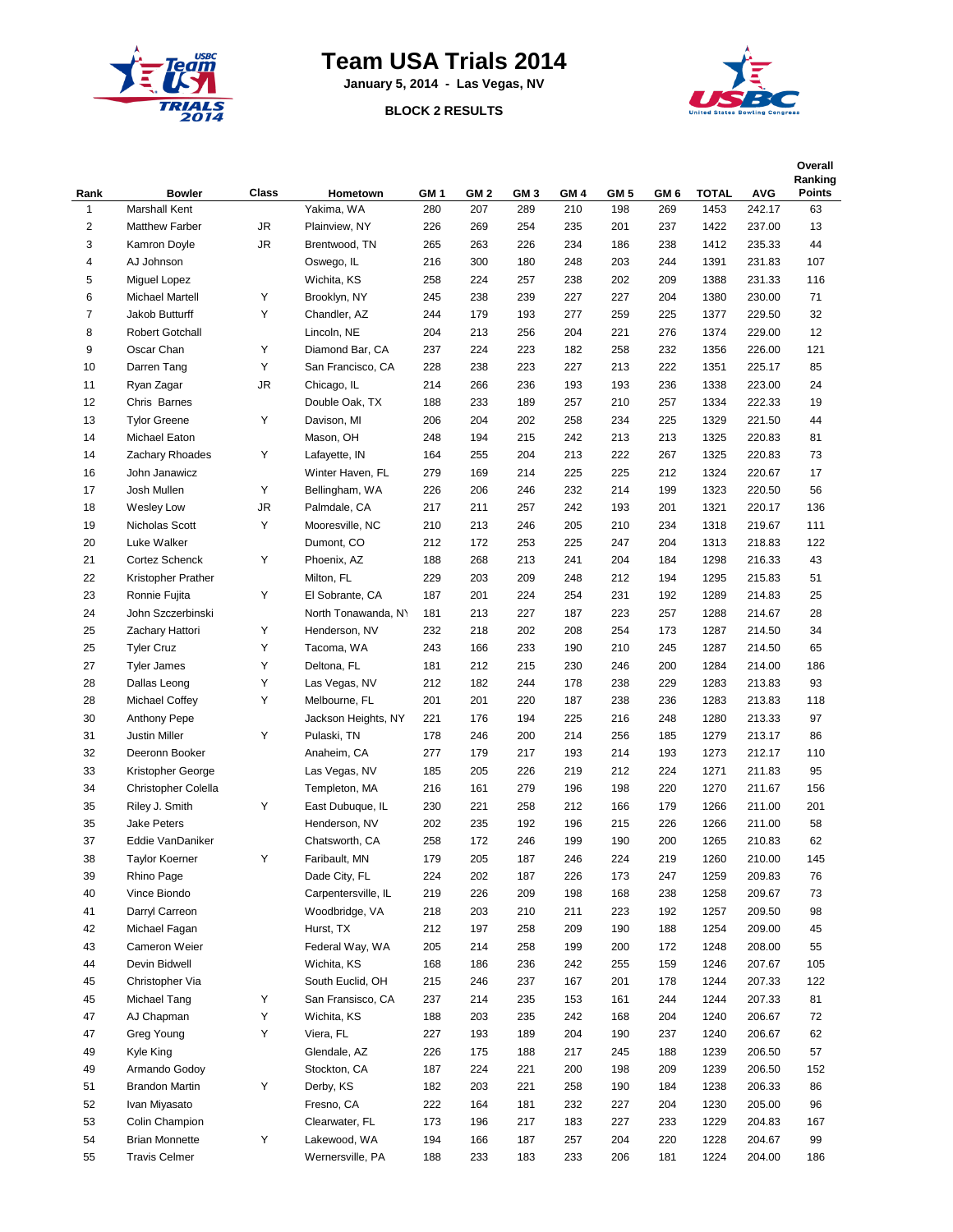# Team USA Trials 2014

**January 5, 2014 - Las Vegas, NV**

**BLOCK 2 RESULTS**

| Rank | Bowler | Class | Hometown | GM 1 | GM 2 | GM 3 | GM 4 | GM 5 | GM 6 | TOTAL | AVG | Overall Ranking Points |
|---|---|---|---|---|---|---|---|---|---|---|---|---|
| 1 | Marshall Kent | | Yakima, WA | 280 | 207 | 289 | 210 | 198 | 269 | 1453 | 242.17 | 63 |
| 2 | Matthew Farber | JR | Plainview, NY | 226 | 269 | 254 | 235 | 201 | 237 | 1422 | 237.00 | 13 |
| 3 | Kamron Doyle | JR | Brentwood, TN | 265 | 263 | 226 | 234 | 186 | 238 | 1412 | 235.33 | 44 |
| 4 | AJ Johnson | | Oswego, IL | 216 | 300 | 180 | 248 | 203 | 244 | 1391 | 231.83 | 107 |
| 5 | Miguel Lopez | | Wichita, KS | 258 | 224 | 257 | 238 | 202 | 209 | 1388 | 231.33 | 116 |
| 6 | Michael Martell | Y | Brooklyn, NY | 245 | 238 | 239 | 227 | 227 | 204 | 1380 | 230.00 | 71 |
| 7 | Jakob Butturff | Y | Chandler, AZ | 244 | 179 | 193 | 277 | 259 | 225 | 1377 | 229.50 | 32 |
| 8 | Robert Gotchall | | Lincoln, NE | 204 | 213 | 256 | 204 | 221 | 276 | 1374 | 229.00 | 12 |
| 9 | Oscar Chan | Y | Diamond Bar, CA | 237 | 224 | 223 | 182 | 258 | 232 | 1356 | 226.00 | 121 |
| 10 | Darren Tang | Y | San Francisco, CA | 228 | 238 | 223 | 227 | 213 | 222 | 1351 | 225.17 | 85 |
| 11 | Ryan Zagar | JR | Chicago, IL | 214 | 266 | 236 | 193 | 193 | 236 | 1338 | 223.00 | 24 |
| 12 | Chris Barnes | | Double Oak, TX | 188 | 233 | 189 | 257 | 210 | 257 | 1334 | 222.33 | 19 |
| 13 | Tylor Greene | Y | Davison, MI | 206 | 204 | 202 | 258 | 234 | 225 | 1329 | 221.50 | 44 |
| 14 | Michael Eaton | | Mason, OH | 248 | 194 | 215 | 242 | 213 | 213 | 1325 | 220.83 | 81 |
| 14 | Zachary Rhoades | Y | Lafayette, IN | 164 | 255 | 204 | 213 | 222 | 267 | 1325 | 220.83 | 73 |
| 16 | John Janawicz | | Winter Haven, FL | 279 | 169 | 214 | 225 | 225 | 212 | 1324 | 220.67 | 17 |
| 17 | Josh Mullen | Y | Bellingham, WA | 226 | 206 | 246 | 232 | 214 | 199 | 1323 | 220.50 | 56 |
| 18 | Wesley Low | JR | Palmdale, CA | 217 | 211 | 257 | 242 | 193 | 201 | 1321 | 220.17 | 136 |
| 19 | Nicholas Scott | Y | Mooresville, NC | 210 | 213 | 246 | 205 | 210 | 234 | 1318 | 219.67 | 111 |
| 20 | Luke Walker | | Dumont, CO | 212 | 172 | 253 | 225 | 247 | 204 | 1313 | 218.83 | 122 |
| 21 | Cortez Schenck | Y | Phoenix, AZ | 188 | 268 | 213 | 241 | 204 | 184 | 1298 | 216.33 | 43 |
| 22 | Kristopher Prather | | Milton, FL | 229 | 203 | 209 | 248 | 212 | 194 | 1295 | 215.83 | 51 |
| 23 | Ronnie Fujita | Y | El Sobrante, CA | 187 | 201 | 224 | 254 | 231 | 192 | 1289 | 214.83 | 25 |
| 24 | John Szczerbinski | | North Tonawanda, NY | 181 | 213 | 227 | 187 | 223 | 257 | 1288 | 214.67 | 28 |
| 25 | Zachary Hattori | Y | Henderson, NV | 232 | 218 | 202 | 208 | 254 | 173 | 1287 | 214.50 | 34 |
| 25 | Tyler Cruz | Y | Tacoma, WA | 243 | 166 | 233 | 190 | 210 | 245 | 1287 | 214.50 | 65 |
| 27 | Tyler James | Y | Deltona, FL | 181 | 212 | 215 | 230 | 246 | 200 | 1284 | 214.00 | 186 |
| 28 | Dallas Leong | Y | Las Vegas, NV | 212 | 182 | 244 | 178 | 238 | 229 | 1283 | 213.83 | 93 |
| 28 | Michael Coffey | Y | Melbourne, FL | 201 | 201 | 220 | 187 | 238 | 236 | 1283 | 213.83 | 118 |
| 30 | Anthony Pepe | | Jackson Heights, NY | 221 | 176 | 194 | 225 | 216 | 248 | 1280 | 213.33 | 97 |
| 31 | Justin Miller | Y | Pulaski, TN | 178 | 246 | 200 | 214 | 256 | 185 | 1279 | 213.17 | 86 |
| 32 | Deeronn Booker | | Anaheim, CA | 277 | 179 | 217 | 193 | 214 | 193 | 1273 | 212.17 | 110 |
| 33 | Kristopher George | | Las Vegas, NV | 185 | 205 | 226 | 219 | 212 | 224 | 1271 | 211.83 | 95 |
| 34 | Christopher Colella | | Templeton, MA | 216 | 161 | 279 | 196 | 198 | 220 | 1270 | 211.67 | 156 |
| 35 | Riley J. Smith | Y | East Dubuque, IL | 230 | 221 | 258 | 212 | 166 | 179 | 1266 | 211.00 | 201 |
| 35 | Jake Peters | | Henderson, NV | 202 | 235 | 192 | 196 | 215 | 226 | 1266 | 211.00 | 58 |
| 37 | Eddie VanDaniker | | Chatsworth, CA | 258 | 172 | 246 | 199 | 190 | 200 | 1265 | 210.83 | 62 |
| 38 | Taylor Koerner | Y | Faribault, MN | 179 | 205 | 187 | 246 | 224 | 219 | 1260 | 210.00 | 145 |
| 39 | Rhino Page | | Dade City, FL | 224 | 202 | 187 | 226 | 173 | 247 | 1259 | 209.83 | 76 |
| 40 | Vince Biondo | | Carpentersville, IL | 219 | 226 | 209 | 198 | 168 | 238 | 1258 | 209.67 | 73 |
| 41 | Darryl Carreon | | Woodbridge, VA | 218 | 203 | 210 | 211 | 223 | 192 | 1257 | 209.50 | 98 |
| 42 | Michael Fagan | | Hurst, TX | 212 | 197 | 258 | 209 | 190 | 188 | 1254 | 209.00 | 45 |
| 43 | Cameron Weier | | Federal Way, WA | 205 | 214 | 258 | 199 | 200 | 172 | 1248 | 208.00 | 55 |
| 44 | Devin Bidwell | | Wichita, KS | 168 | 186 | 236 | 242 | 255 | 159 | 1246 | 207.67 | 105 |
| 45 | Christopher Via | | South Euclid, OH | 215 | 246 | 237 | 167 | 201 | 178 | 1244 | 207.33 | 122 |
| 45 | Michael Tang | Y | San Fransisco, CA | 237 | 214 | 235 | 153 | 161 | 244 | 1244 | 207.33 | 81 |
| 47 | AJ Chapman | Y | Wichita, KS | 188 | 203 | 235 | 242 | 168 | 204 | 1240 | 206.67 | 72 |
| 47 | Greg Young | Y | Viera, FL | 227 | 193 | 189 | 204 | 190 | 237 | 1240 | 206.67 | 62 |
| 49 | Kyle King | | Glendale, AZ | 226 | 175 | 188 | 217 | 245 | 188 | 1239 | 206.50 | 57 |
| 49 | Armando Godoy | | Stockton, CA | 187 | 224 | 221 | 200 | 198 | 209 | 1239 | 206.50 | 152 |
| 51 | Brandon Martin | Y | Derby, KS | 182 | 203 | 221 | 258 | 190 | 184 | 1238 | 206.33 | 86 |
| 52 | Ivan Miyasato | | Fresno, CA | 222 | 164 | 181 | 232 | 227 | 204 | 1230 | 205.00 | 96 |
| 53 | Colin Champion | | Clearwater, FL | 173 | 196 | 217 | 183 | 227 | 233 | 1229 | 204.83 | 167 |
| 54 | Brian Monnette | Y | Lakewood, WA | 194 | 166 | 187 | 257 | 204 | 220 | 1228 | 204.67 | 99 |
| 55 | Travis Celmer | | Wernersville, PA | 188 | 233 | 183 | 233 | 206 | 181 | 1224 | 204.00 | 186 |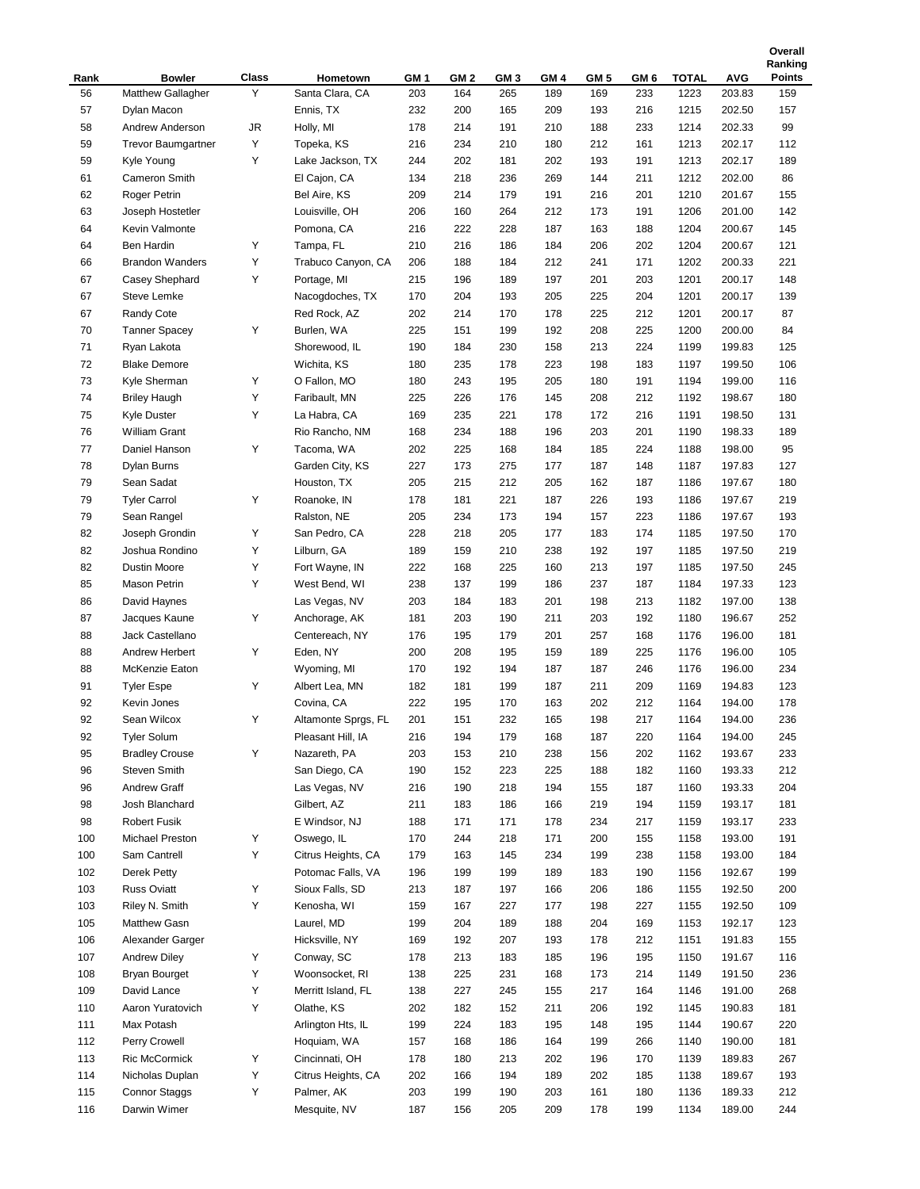| Rank | Bowler | Class | Hometown | GM 1 | GM 2 | GM 3 | GM 4 | GM 5 | GM 6 | TOTAL | AVG | Overall Ranking Points |
|---|---|---|---|---|---|---|---|---|---|---|---|---|
| 56 | Matthew Gallagher | Y | Santa Clara, CA | 203 | 164 | 265 | 189 | 169 | 233 | 1223 | 203.83 | 159 |
| 57 | Dylan Macon | | Ennis, TX | 232 | 200 | 165 | 209 | 193 | 216 | 1215 | 202.50 | 157 |
| 58 | Andrew Anderson | JR | Holly, MI | 178 | 214 | 191 | 210 | 188 | 233 | 1214 | 202.33 | 99 |
| 59 | Trevor Baumgartner | Y | Topeka, KS | 216 | 234 | 210 | 180 | 212 | 161 | 1213 | 202.17 | 112 |
| 59 | Kyle Young | Y | Lake Jackson, TX | 244 | 202 | 181 | 202 | 193 | 191 | 1213 | 202.17 | 189 |
| 61 | Cameron Smith | | El Cajon, CA | 134 | 218 | 236 | 269 | 144 | 211 | 1212 | 202.00 | 86 |
| 62 | Roger Petrin | | Bel Aire, KS | 209 | 214 | 179 | 191 | 216 | 201 | 1210 | 201.67 | 155 |
| 63 | Joseph Hostetler | | Louisville, OH | 206 | 160 | 264 | 212 | 173 | 191 | 1206 | 201.00 | 142 |
| 64 | Kevin Valmonte | | Pomona, CA | 216 | 222 | 228 | 187 | 163 | 188 | 1204 | 200.67 | 145 |
| 64 | Ben Hardin | Y | Tampa, FL | 210 | 216 | 186 | 184 | 206 | 202 | 1204 | 200.67 | 121 |
| 66 | Brandon Wanders | Y | Trabuco Canyon, CA | 206 | 188 | 184 | 212 | 241 | 171 | 1202 | 200.33 | 221 |
| 67 | Casey Shephard | Y | Portage, MI | 215 | 196 | 189 | 197 | 201 | 203 | 1201 | 200.17 | 148 |
| 67 | Steve Lemke | | Nacogdoches, TX | 170 | 204 | 193 | 205 | 225 | 204 | 1201 | 200.17 | 139 |
| 67 | Randy Cote | | Red Rock, AZ | 202 | 214 | 170 | 178 | 225 | 212 | 1201 | 200.17 | 87 |
| 70 | Tanner Spacey | Y | Burlen, WA | 225 | 151 | 199 | 192 | 208 | 225 | 1200 | 200.00 | 84 |
| 71 | Ryan Lakota | | Shorewood, IL | 190 | 184 | 230 | 158 | 213 | 224 | 1199 | 199.83 | 125 |
| 72 | Blake Demore | | Wichita, KS | 180 | 235 | 178 | 223 | 198 | 183 | 1197 | 199.50 | 106 |
| 73 | Kyle Sherman | Y | O Fallon, MO | 180 | 243 | 195 | 205 | 180 | 191 | 1194 | 199.00 | 116 |
| 74 | Briley Haugh | Y | Faribault, MN | 225 | 226 | 176 | 145 | 208 | 212 | 1192 | 198.67 | 180 |
| 75 | Kyle Duster | Y | La Habra, CA | 169 | 235 | 221 | 178 | 172 | 216 | 1191 | 198.50 | 131 |
| 76 | William Grant | | Rio Rancho, NM | 168 | 234 | 188 | 196 | 203 | 201 | 1190 | 198.33 | 189 |
| 77 | Daniel Hanson | Y | Tacoma, WA | 202 | 225 | 168 | 184 | 185 | 224 | 1188 | 198.00 | 95 |
| 78 | Dylan Burns | | Garden City, KS | 227 | 173 | 275 | 177 | 187 | 148 | 1187 | 197.83 | 127 |
| 79 | Sean Sadat | | Houston, TX | 205 | 215 | 212 | 205 | 162 | 187 | 1186 | 197.67 | 180 |
| 79 | Tyler Carrol | Y | Roanoke, IN | 178 | 181 | 221 | 187 | 226 | 193 | 1186 | 197.67 | 219 |
| 79 | Sean Rangel | | Ralston, NE | 205 | 234 | 173 | 194 | 157 | 223 | 1186 | 197.67 | 193 |
| 82 | Joseph Grondin | Y | San Pedro, CA | 228 | 218 | 205 | 177 | 183 | 174 | 1185 | 197.50 | 170 |
| 82 | Joshua Rondino | Y | Lilburn, GA | 189 | 159 | 210 | 238 | 192 | 197 | 1185 | 197.50 | 219 |
| 82 | Dustin Moore | Y | Fort Wayne, IN | 222 | 168 | 225 | 160 | 213 | 197 | 1185 | 197.50 | 245 |
| 85 | Mason Petrin | Y | West Bend, WI | 238 | 137 | 199 | 186 | 237 | 187 | 1184 | 197.33 | 123 |
| 86 | David Haynes | | Las Vegas, NV | 203 | 184 | 183 | 201 | 198 | 213 | 1182 | 197.00 | 138 |
| 87 | Jacques Kaune | Y | Anchorage, AK | 181 | 203 | 190 | 211 | 203 | 192 | 1180 | 196.67 | 252 |
| 88 | Jack Castellano | | Centereach, NY | 176 | 195 | 179 | 201 | 257 | 168 | 1176 | 196.00 | 181 |
| 88 | Andrew Herbert | Y | Eden, NY | 200 | 208 | 195 | 159 | 189 | 225 | 1176 | 196.00 | 105 |
| 88 | McKenzie Eaton | | Wyoming, MI | 170 | 192 | 194 | 187 | 187 | 246 | 1176 | 196.00 | 234 |
| 91 | Tyler Espe | Y | Albert Lea, MN | 182 | 181 | 199 | 187 | 211 | 209 | 1169 | 194.83 | 123 |
| 92 | Kevin Jones | | Covina, CA | 222 | 195 | 170 | 163 | 202 | 212 | 1164 | 194.00 | 178 |
| 92 | Sean Wilcox | Y | Altamonte Sprgs, FL | 201 | 151 | 232 | 165 | 198 | 217 | 1164 | 194.00 | 236 |
| 92 | Tyler Solum | | Pleasant Hill, IA | 216 | 194 | 179 | 168 | 187 | 220 | 1164 | 194.00 | 245 |
| 95 | Bradley Crouse | Y | Nazareth, PA | 203 | 153 | 210 | 238 | 156 | 202 | 1162 | 193.67 | 233 |
| 96 | Steven Smith | | San Diego, CA | 190 | 152 | 223 | 225 | 188 | 182 | 1160 | 193.33 | 212 |
| 96 | Andrew Graff | | Las Vegas, NV | 216 | 190 | 218 | 194 | 155 | 187 | 1160 | 193.33 | 204 |
| 98 | Josh Blanchard | | Gilbert, AZ | 211 | 183 | 186 | 166 | 219 | 194 | 1159 | 193.17 | 181 |
| 98 | Robert Fusik | | E Windsor, NJ | 188 | 171 | 171 | 178 | 234 | 217 | 1159 | 193.17 | 233 |
| 100 | Michael Preston | Y | Oswego, IL | 170 | 244 | 218 | 171 | 200 | 155 | 1158 | 193.00 | 191 |
| 100 | Sam Cantrell | Y | Citrus Heights, CA | 179 | 163 | 145 | 234 | 199 | 238 | 1158 | 193.00 | 184 |
| 102 | Derek Petty | | Potomac Falls, VA | 196 | 199 | 199 | 189 | 183 | 190 | 1156 | 192.67 | 199 |
| 103 | Russ Oviatt | Y | Sioux Falls, SD | 213 | 187 | 197 | 166 | 206 | 186 | 1155 | 192.50 | 200 |
| 103 | Riley N. Smith | Y | Kenosha, WI | 159 | 167 | 227 | 177 | 198 | 227 | 1155 | 192.50 | 109 |
| 105 | Matthew Gasn | | Laurel, MD | 199 | 204 | 189 | 188 | 204 | 169 | 1153 | 192.17 | 123 |
| 106 | Alexander Garger | | Hicksville, NY | 169 | 192 | 207 | 193 | 178 | 212 | 1151 | 191.83 | 155 |
| 107 | Andrew Diley | Y | Conway, SC | 178 | 213 | 183 | 185 | 196 | 195 | 1150 | 191.67 | 116 |
| 108 | Bryan Bourget | Y | Woonsocket, RI | 138 | 225 | 231 | 168 | 173 | 214 | 1149 | 191.50 | 236 |
| 109 | David Lance | Y | Merritt Island, FL | 138 | 227 | 245 | 155 | 217 | 164 | 1146 | 191.00 | 268 |
| 110 | Aaron Yuratovich | Y | Olathe, KS | 202 | 182 | 152 | 211 | 206 | 192 | 1145 | 190.83 | 181 |
| 111 | Max Potash | | Arlington Hts, IL | 199 | 224 | 183 | 195 | 148 | 195 | 1144 | 190.67 | 220 |
| 112 | Perry Crowell | | Hoquiam, WA | 157 | 168 | 186 | 164 | 199 | 266 | 1140 | 190.00 | 181 |
| 113 | Ric McCormick | Y | Cincinnati, OH | 178 | 180 | 213 | 202 | 196 | 170 | 1139 | 189.83 | 267 |
| 114 | Nicholas Duplan | Y | Citrus Heights, CA | 202 | 166 | 194 | 189 | 202 | 185 | 1138 | 189.67 | 193 |
| 115 | Connor Staggs | Y | Palmer, AK | 203 | 199 | 190 | 203 | 161 | 180 | 1136 | 189.33 | 212 |
| 116 | Darwin Wimer | | Mesquite, NV | 187 | 156 | 205 | 209 | 178 | 199 | 1134 | 189.00 | 244 |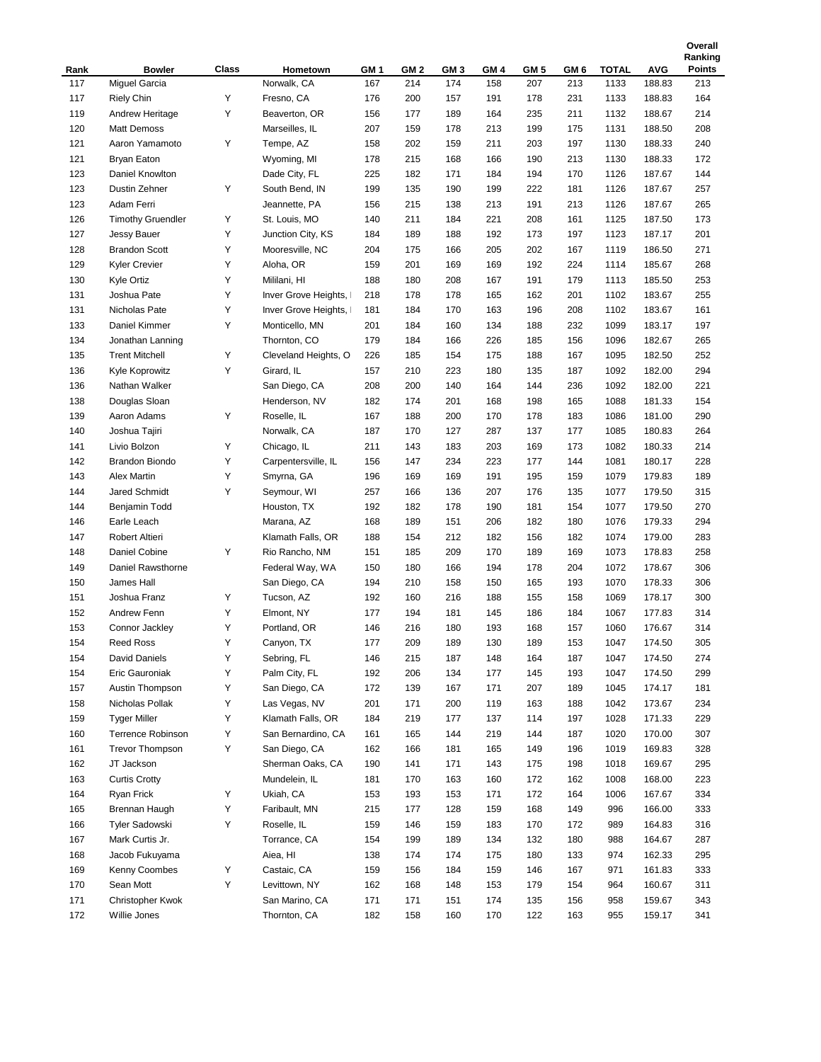| Rank | Bowler | Class | Hometown | GM 1 | GM 2 | GM 3 | GM 4 | GM 5 | GM 6 | TOTAL | AVG | Overall Ranking Points |
|---|---|---|---|---|---|---|---|---|---|---|---|---|
| 117 | Miguel Garcia | | Norwalk, CA | 167 | 214 | 174 | 158 | 207 | 213 | 1133 | 188.83 | 213 |
| 117 | Riely Chin | Y | Fresno, CA | 176 | 200 | 157 | 191 | 178 | 231 | 1133 | 188.83 | 164 |
| 119 | Andrew Heritage | Y | Beaverton, OR | 156 | 177 | 189 | 164 | 235 | 211 | 1132 | 188.67 | 214 |
| 120 | Matt Demoss | | Marseilles, IL | 207 | 159 | 178 | 213 | 199 | 175 | 1131 | 188.50 | 208 |
| 121 | Aaron Yamamoto | Y | Tempe, AZ | 158 | 202 | 159 | 211 | 203 | 197 | 1130 | 188.33 | 240 |
| 121 | Bryan Eaton | | Wyoming, MI | 178 | 215 | 168 | 166 | 190 | 213 | 1130 | 188.33 | 172 |
| 123 | Daniel Knowlton | | Dade City, FL | 225 | 182 | 171 | 184 | 194 | 170 | 1126 | 187.67 | 144 |
| 123 | Dustin Zehner | Y | South Bend, IN | 199 | 135 | 190 | 199 | 222 | 181 | 1126 | 187.67 | 257 |
| 123 | Adam Ferri | | Jeannette, PA | 156 | 215 | 138 | 213 | 191 | 213 | 1126 | 187.67 | 265 |
| 126 | Timothy Gruendler | Y | St. Louis, MO | 140 | 211 | 184 | 221 | 208 | 161 | 1125 | 187.50 | 173 |
| 127 | Jessy Bauer | Y | Junction City, KS | 184 | 189 | 188 | 192 | 173 | 197 | 1123 | 187.17 | 201 |
| 128 | Brandon Scott | Y | Mooresville, NC | 204 | 175 | 166 | 205 | 202 | 167 | 1119 | 186.50 | 271 |
| 129 | Kyler Crevier | Y | Aloha, OR | 159 | 201 | 169 | 169 | 192 | 224 | 1114 | 185.67 | 268 |
| 130 | Kyle Ortiz | Y | Mililani, HI | 188 | 180 | 208 | 167 | 191 | 179 | 1113 | 185.50 | 253 |
| 131 | Joshua Pate | Y | Inver Grove Heights, I | 218 | 178 | 178 | 165 | 162 | 201 | 1102 | 183.67 | 255 |
| 131 | Nicholas Pate | Y | Inver Grove Heights, I | 181 | 184 | 170 | 163 | 196 | 208 | 1102 | 183.67 | 161 |
| 133 | Daniel Kimmer | Y | Monticello, MN | 201 | 184 | 160 | 134 | 188 | 232 | 1099 | 183.17 | 197 |
| 134 | Jonathan Lanning | | Thornton, CO | 179 | 184 | 166 | 226 | 185 | 156 | 1096 | 182.67 | 265 |
| 135 | Trent Mitchell | Y | Cleveland Heights, O | 226 | 185 | 154 | 175 | 188 | 167 | 1095 | 182.50 | 252 |
| 136 | Kyle Koprowitz | Y | Girard, IL | 157 | 210 | 223 | 180 | 135 | 187 | 1092 | 182.00 | 294 |
| 136 | Nathan Walker | | San Diego, CA | 208 | 200 | 140 | 164 | 144 | 236 | 1092 | 182.00 | 221 |
| 138 | Douglas Sloan | | Henderson, NV | 182 | 174 | 201 | 168 | 198 | 165 | 1088 | 181.33 | 154 |
| 139 | Aaron Adams | Y | Roselle, IL | 167 | 188 | 200 | 170 | 178 | 183 | 1086 | 181.00 | 290 |
| 140 | Joshua Tajiri | | Norwalk, CA | 187 | 170 | 127 | 287 | 137 | 177 | 1085 | 180.83 | 264 |
| 141 | Livio Bolzon | Y | Chicago, IL | 211 | 143 | 183 | 203 | 169 | 173 | 1082 | 180.33 | 214 |
| 142 | Brandon Biondo | Y | Carpentersville, IL | 156 | 147 | 234 | 223 | 177 | 144 | 1081 | 180.17 | 228 |
| 143 | Alex Martin | Y | Smyrna, GA | 196 | 169 | 169 | 191 | 195 | 159 | 1079 | 179.83 | 189 |
| 144 | Jared Schmidt | Y | Seymour, WI | 257 | 166 | 136 | 207 | 176 | 135 | 1077 | 179.50 | 315 |
| 144 | Benjamin Todd | | Houston, TX | 192 | 182 | 178 | 190 | 181 | 154 | 1077 | 179.50 | 270 |
| 146 | Earle Leach | | Marana, AZ | 168 | 189 | 151 | 206 | 182 | 180 | 1076 | 179.33 | 294 |
| 147 | Robert Altieri | | Klamath Falls, OR | 188 | 154 | 212 | 182 | 156 | 182 | 1074 | 179.00 | 283 |
| 148 | Daniel Cobine | Y | Rio Rancho, NM | 151 | 185 | 209 | 170 | 189 | 169 | 1073 | 178.83 | 258 |
| 149 | Daniel Rawsthorne | | Federal Way, WA | 150 | 180 | 166 | 194 | 178 | 204 | 1072 | 178.67 | 306 |
| 150 | James Hall | | San Diego, CA | 194 | 210 | 158 | 150 | 165 | 193 | 1070 | 178.33 | 306 |
| 151 | Joshua Franz | Y | Tucson, AZ | 192 | 160 | 216 | 188 | 155 | 158 | 1069 | 178.17 | 300 |
| 152 | Andrew Fenn | Y | Elmont, NY | 177 | 194 | 181 | 145 | 186 | 184 | 1067 | 177.83 | 314 |
| 153 | Connor Jackley | Y | Portland, OR | 146 | 216 | 180 | 193 | 168 | 157 | 1060 | 176.67 | 314 |
| 154 | Reed Ross | Y | Canyon, TX | 177 | 209 | 189 | 130 | 189 | 153 | 1047 | 174.50 | 305 |
| 154 | David Daniels | Y | Sebring, FL | 146 | 215 | 187 | 148 | 164 | 187 | 1047 | 174.50 | 274 |
| 154 | Eric Gauroniak | Y | Palm City, FL | 192 | 206 | 134 | 177 | 145 | 193 | 1047 | 174.50 | 299 |
| 157 | Austin Thompson | Y | San Diego, CA | 172 | 139 | 167 | 171 | 207 | 189 | 1045 | 174.17 | 181 |
| 158 | Nicholas Pollak | Y | Las Vegas, NV | 201 | 171 | 200 | 119 | 163 | 188 | 1042 | 173.67 | 234 |
| 159 | Tyger Miller | Y | Klamath Falls, OR | 184 | 219 | 177 | 137 | 114 | 197 | 1028 | 171.33 | 229 |
| 160 | Terrence Robinson | Y | San Bernardino, CA | 161 | 165 | 144 | 219 | 144 | 187 | 1020 | 170.00 | 307 |
| 161 | Trevor Thompson | Y | San Diego, CA | 162 | 166 | 181 | 165 | 149 | 196 | 1019 | 169.83 | 328 |
| 162 | JT Jackson | | Sherman Oaks, CA | 190 | 141 | 171 | 143 | 175 | 198 | 1018 | 169.67 | 295 |
| 163 | Curtis Crotty | | Mundelein, IL | 181 | 170 | 163 | 160 | 172 | 162 | 1008 | 168.00 | 223 |
| 164 | Ryan Frick | Y | Ukiah, CA | 153 | 193 | 153 | 171 | 172 | 164 | 1006 | 167.67 | 334 |
| 165 | Brennan Haugh | Y | Faribault, MN | 215 | 177 | 128 | 159 | 168 | 149 | 996 | 166.00 | 333 |
| 166 | Tyler Sadowski | Y | Roselle, IL | 159 | 146 | 159 | 183 | 170 | 172 | 989 | 164.83 | 316 |
| 167 | Mark Curtis Jr. | | Torrance, CA | 154 | 199 | 189 | 134 | 132 | 180 | 988 | 164.67 | 287 |
| 168 | Jacob Fukuyama | | Aiea, HI | 138 | 174 | 174 | 175 | 180 | 133 | 974 | 162.33 | 295 |
| 169 | Kenny Coombes | Y | Castaic, CA | 159 | 156 | 184 | 159 | 146 | 167 | 971 | 161.83 | 333 |
| 170 | Sean Mott | Y | Levittown, NY | 162 | 168 | 148 | 153 | 179 | 154 | 964 | 160.67 | 311 |
| 171 | Christopher Kwok | | San Marino, CA | 171 | 171 | 151 | 174 | 135 | 156 | 958 | 159.67 | 343 |
| 172 | Willie Jones | | Thornton, CA | 182 | 158 | 160 | 170 | 122 | 163 | 955 | 159.17 | 341 |